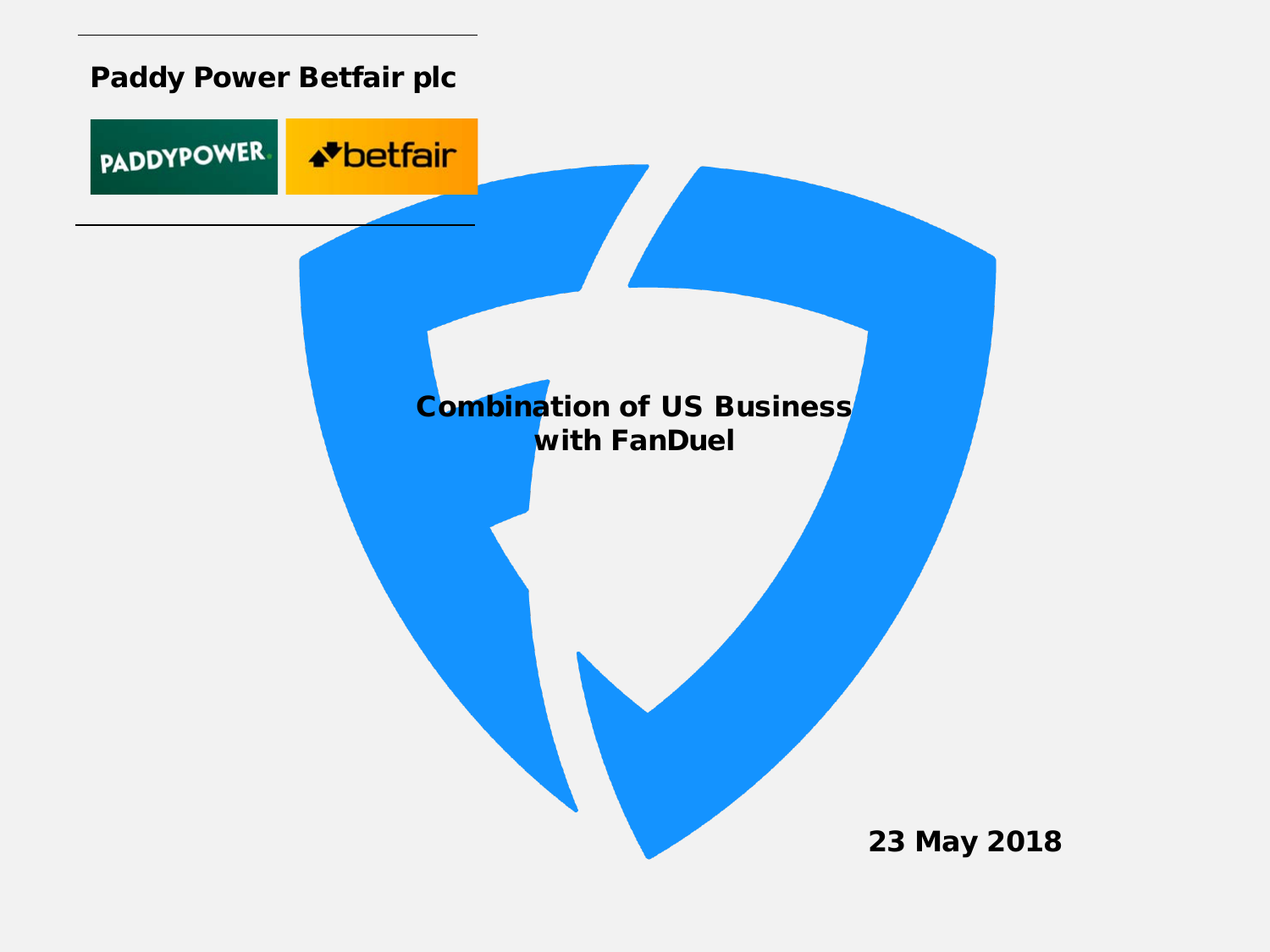**Paddy Power Betfair plc**

# Combination of US Business with FanDuel

**23 May 2018**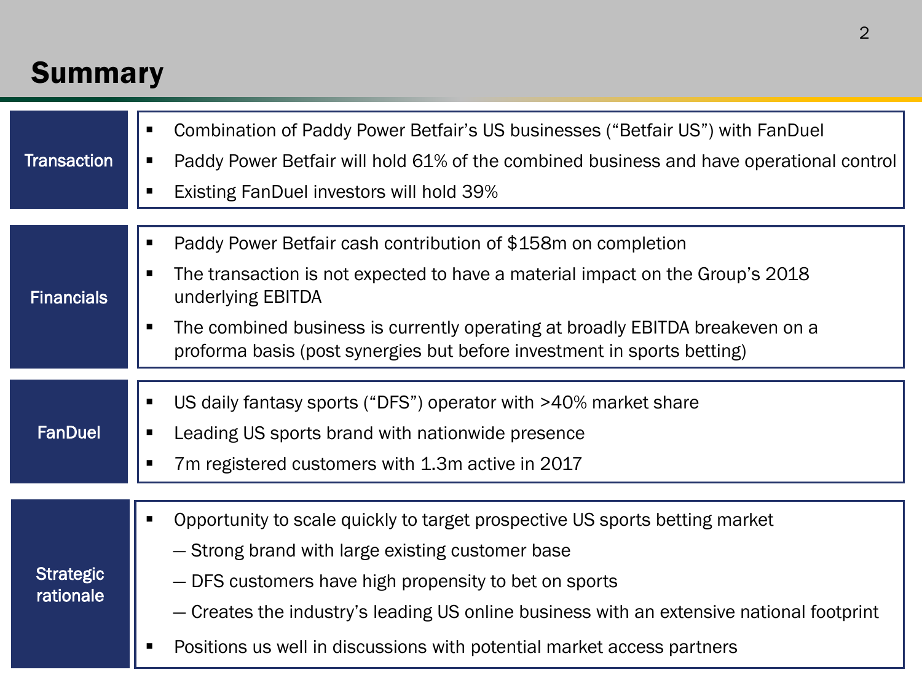# Summary

## Transaction

- Combination of Paddy Power Betfair's US businesses ("Betfair US") with FanDuel
- Paddy Power Betfair will hold 61% of the combined business and have operational control
- Existing FanDuel investors will hold 39%

## Financials

- Paddy Power Betfair cash contribution of $158m on completion
- The transaction is not expected to have a material impact on the Group's 2018 underlying EBITDA
- The combined business is currently operating at broadly EBITDA breakeven on a proforma basis (post synergies but before investment in sports betting)

## FanDuel

- US daily fantasy sports ("DFS") operator with >40% market share
- Leading US sports brand with nationwide presence
- 7m registered customers with 1.3m active in 2017

## Strategic rationale

- Opportunity to scale quickly to target prospective US sports betting market
  - Strong brand with large existing customer base
  - DFS customers have high propensity to bet on sports
  - Creates the industry's leading US online business with an extensive national footprint
- Positions us well in discussions with potential market access partners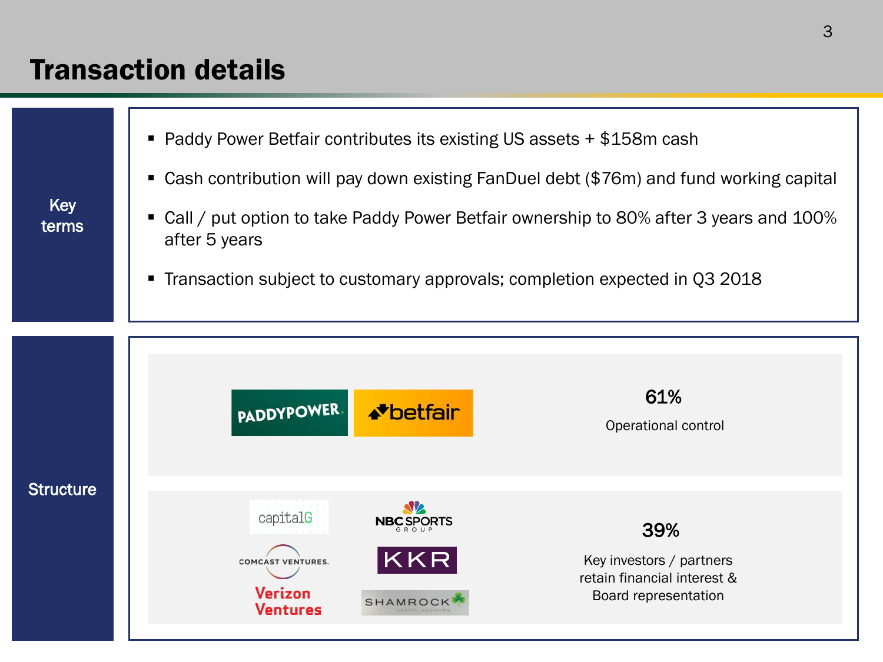# Transaction details

## Key terms

- Paddy Power Betfair contributes its existing US assets + $158m cash
- Cash contribution will pay down existing FanDuel debt ($76m) and fund working capital
- Call / put option to take Paddy Power Betfair ownership to 80% after 3 years and 100% after 5 years
- Transaction subject to customary approvals; completion expected in Q3 2018

## Structure

| Parties | Stake | Role |
|---|---|---|
| PADDYPOWER, betfair | 61% | Operational control |
| capitalG, NBC SPORTS GROUP, COMCAST VENTURES, KKR, Verizon Ventures, SHAMROCK CAPITAL ADVISORS | 39% | Key investors / partners retain financial interest & Board representation |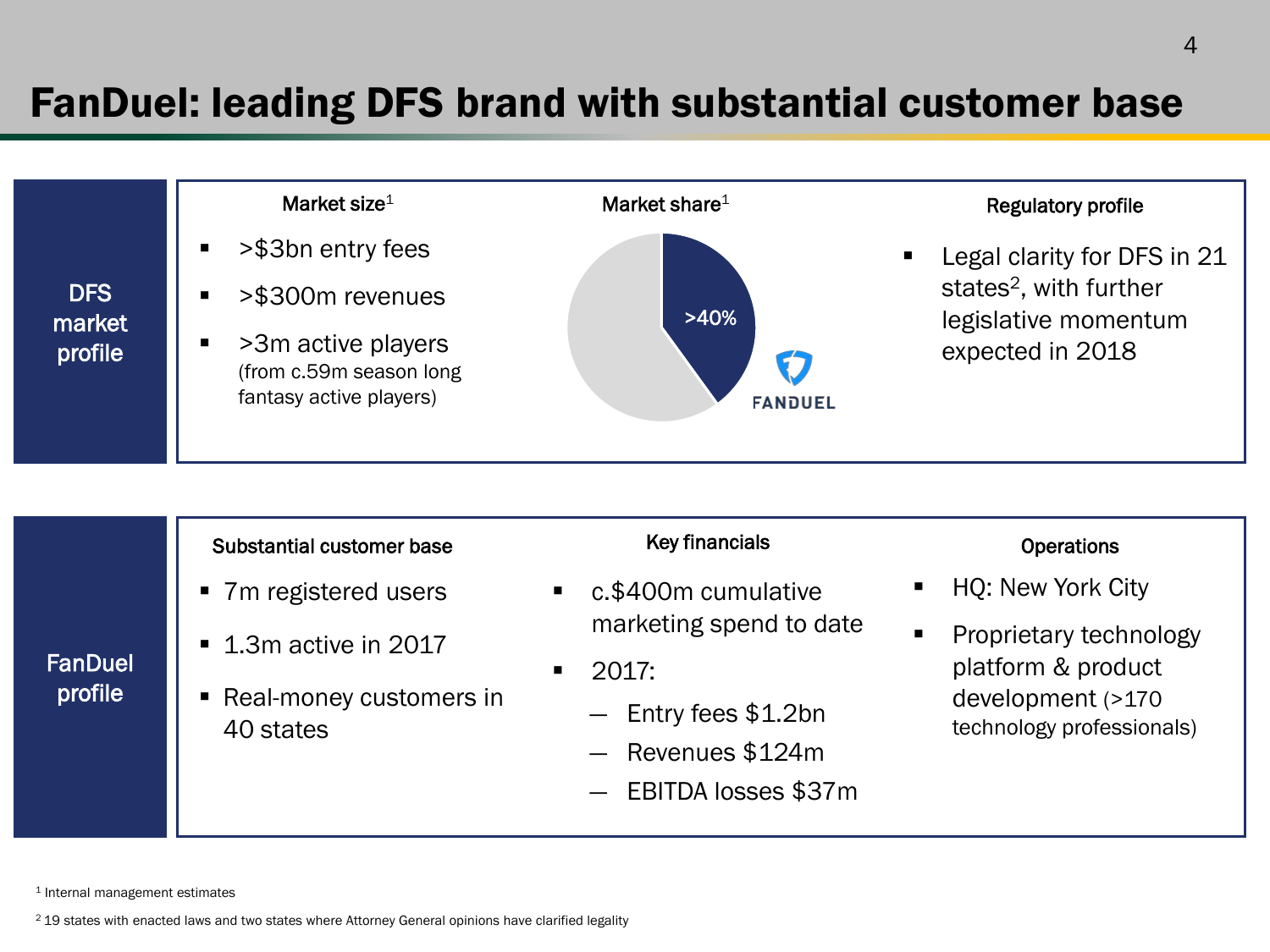# FanDuel: leading DFS brand with substantial customer base

## DFS market profile

**Market size[1]**

- >$3bn entry fees
- >$300m revenues
- >3m active players (from c.59m season long fantasy active players)

**Market share[1]**

>40%

FANDUEL

**Regulatory profile**

- Legal clarity for DFS in 21 states[2], with further legislative momentum expected in 2018

## FanDuel profile

**Substantial customer base**

- 7m registered users
- 1.3m active in 2017
- Real-money customers in 40 states

**Key financials**

- c.$400m cumulative marketing spend to date
- 2017:
  - Entry fees $1.2bn
  - Revenues $124m
  - EBITDA losses $37m

**Operations**

- HQ: New York City
- Proprietary technology platform & product development (>170 technology professionals)

[1] Internal management estimates

[2] 19 states with enacted laws and two states where Attorney General opinions have clarified legality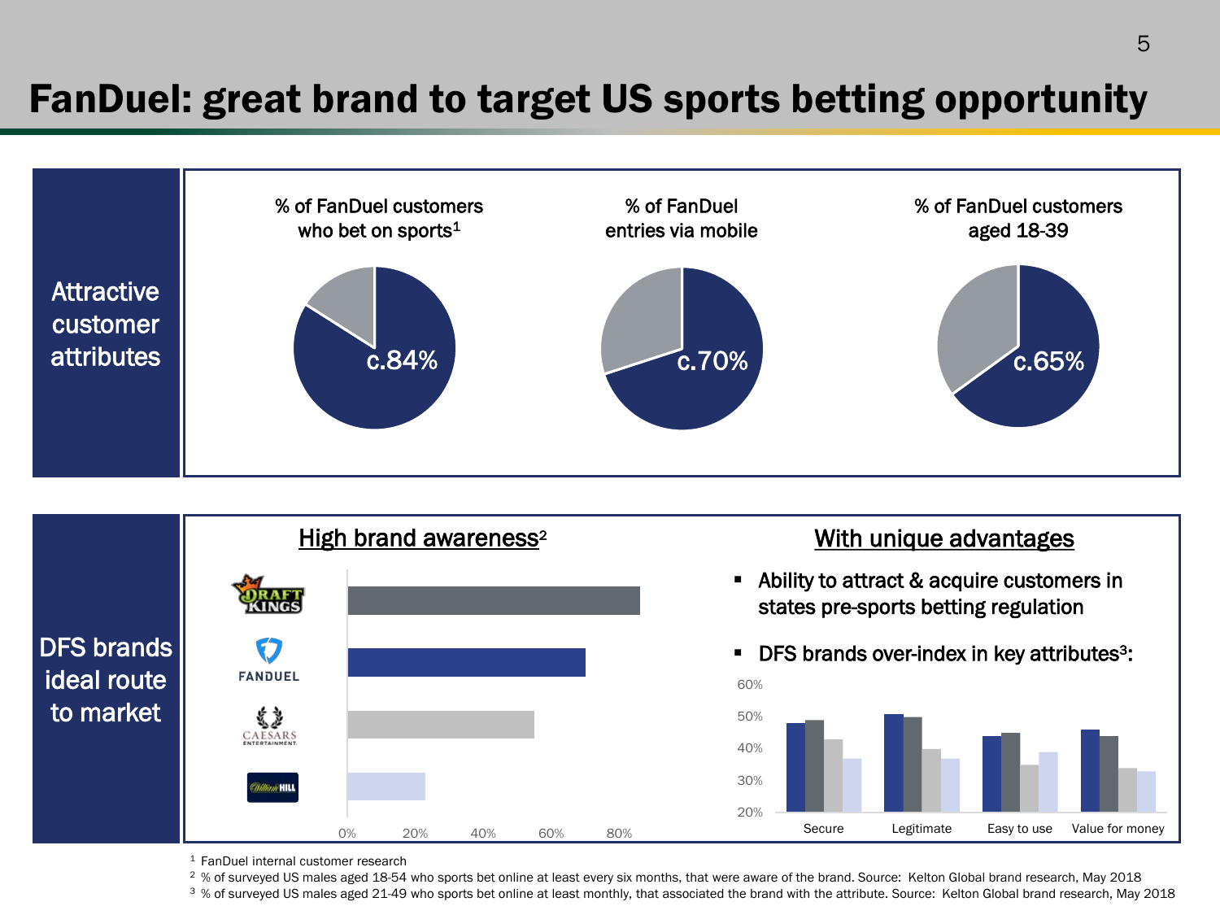# FanDuel: great brand to target US sports betting opportunity

## Attractive customer attributes

% of FanDuel customers who bet on sports[1]

c.84%

% of FanDuel entries via mobile

c.70%

% of FanDuel customers aged 18-39

c.65%

## DFS brands ideal route to market

### High brand awareness[2]

DraftKings

FanDuel

Caesars Entertainment

William Hill

0% 20% 40% 60% 80%

### With unique advantages

- Ability to attract & acquire customers in states pre-sports betting regulation
- DFS brands over-index in key attributes[3]:

60%
50%
40%
30%
20%

Secure | Legitimate | Easy to use | Value for money

[1] FanDuel internal customer research

[2] % of surveyed US males aged 18-54 who sports bet online at least every six months, that were aware of the brand. Source: Kelton Global brand research, May 2018

[3] % of surveyed US males aged 21-49 who sports bet online at least monthly, that associated the brand with the attribute. Source: Kelton Global brand research, May 2018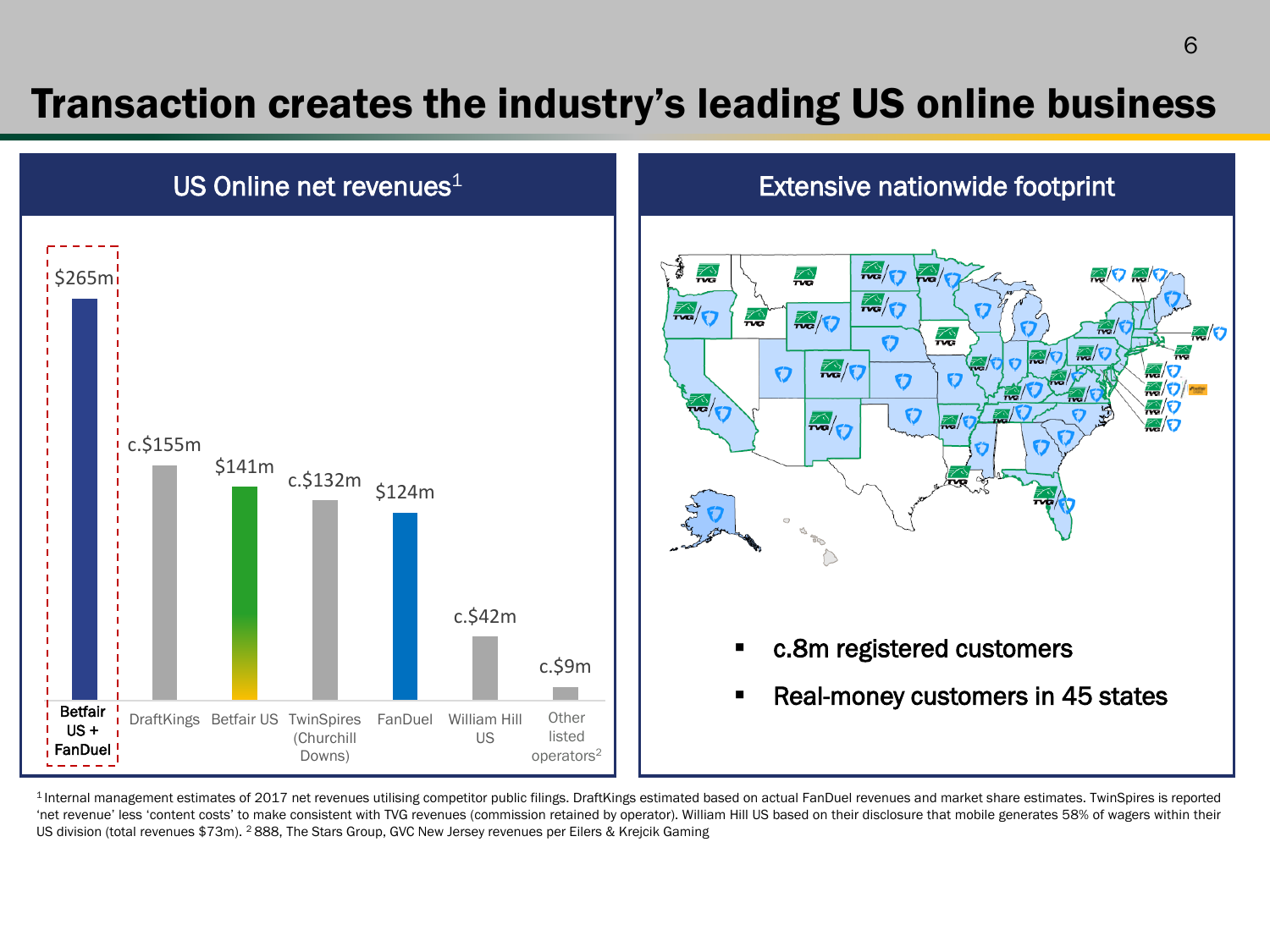# Transaction creates the industry's leading US online business

## US Online net revenues[1]

| Operator | US Online net revenues |
| --- | --- |
| Betfair US + FanDuel | $265m |
| DraftKings | c.$155m |
| Betfair US | $141m |
| TwinSpires (Churchill Downs) | c.$132m |
| FanDuel | $124m |
| William Hill US | c.$42m |
| Other listed operators[2] | c.$9m |

## Extensive nationwide footprint

- c.8m registered customers
- Real-money customers in 45 states

[1] Internal management estimates of 2017 net revenues utilising competitor public filings. DraftKings estimated based on actual FanDuel revenues and market share estimates. TwinSpires is reported 'net revenue' less 'content costs' to make consistent with TVG revenues (commission retained by operator). William Hill US based on their disclosure that mobile generates 58% of wagers within their US division (total revenues $73m). [2] 888, The Stars Group, GVC New Jersey revenues per Eilers & Krejcik Gaming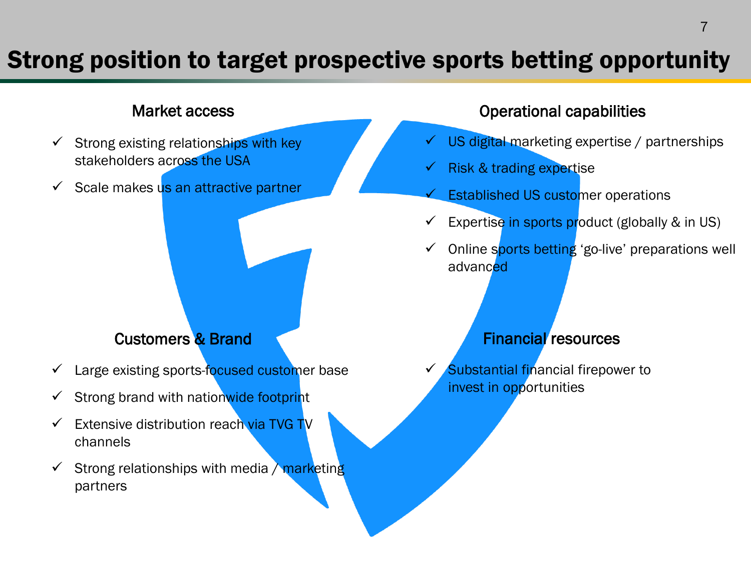# Strong position to target prospective sports betting opportunity

## Market access

- ✓ Strong existing relationships with key stakeholders across the USA
- ✓ Scale makes us an attractive partner

## Operational capabilities

- ✓ US digital marketing expertise / partnerships
- ✓ Risk & trading expertise
- ✓ Established US customer operations
- ✓ Expertise in sports product (globally & in US)
- ✓ Online sports betting 'go-live' preparations well advanced

## Customers & Brand

- ✓ Large existing sports-focused customer base
- ✓ Strong brand with nationwide footprint
- ✓ Extensive distribution reach via TVG TV channels
- ✓ Strong relationships with media / marketing partners

## Financial resources

- ✓ Substantial financial firepower to invest in opportunities